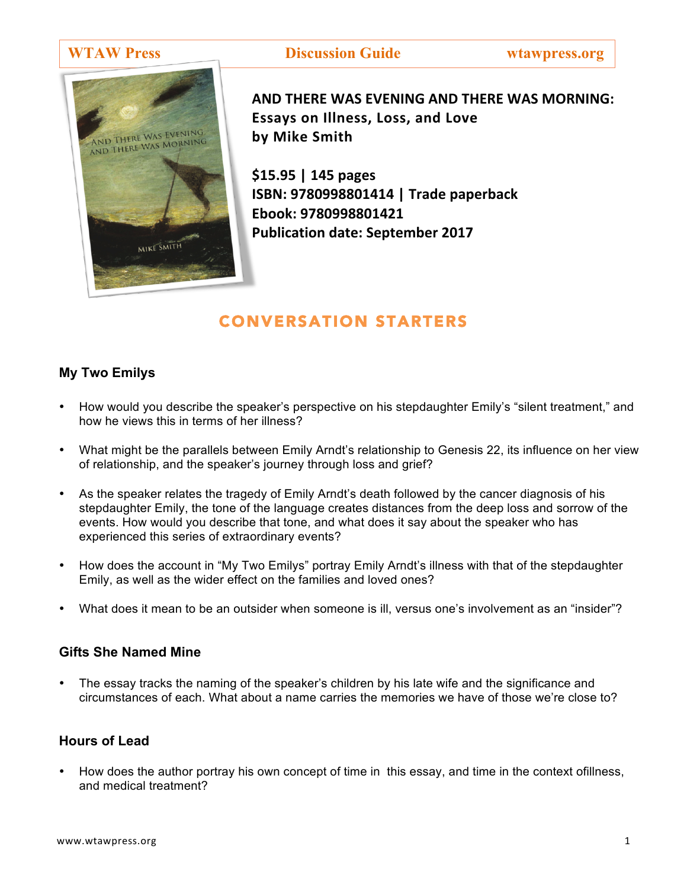WTAW Press | Discussion Guide | wtawpress.org

# AND THERE WAS EVENING AND THERE WAS MORNING: Essays on Illness, Loss, and Love

**by Mike Smith**

**$15.95 | 145 pages**
**ISBN: 9780998801414 | Trade paperback**
**Ebook: 9780998801421**
**Publication date: September 2017**

## CONVERSATION STARTERS

### My Two Emilys

- How would you describe the speaker's perspective on his stepdaughter Emily's "silent treatment," and how he views this in terms of her illness?
- What might be the parallels between Emily Arndt's relationship to Genesis 22, its influence on her view of relationship, and the speaker's journey through loss and grief?
- As the speaker relates the tragedy of Emily Arndt's death followed by the cancer diagnosis of his stepdaughter Emily, the tone of the language creates distances from the deep loss and sorrow of the events. How would you describe that tone, and what does it say about the speaker who has experienced this series of extraordinary events?
- How does the account in "My Two Emilys" portray Emily Arndt's illness with that of the stepdaughter Emily, as well as the wider effect on the families and loved ones?
- What does it mean to be an outsider when someone is ill, versus one's involvement as an "insider"?

### Gifts She Named Mine

- The essay tracks the naming of the speaker's children by his late wife and the significance and circumstances of each. What about a name carries the memories we have of those we're close to?

### Hours of Lead

- How does the author portray his own concept of time in this essay, and time in the context ofillness, and medical treatment?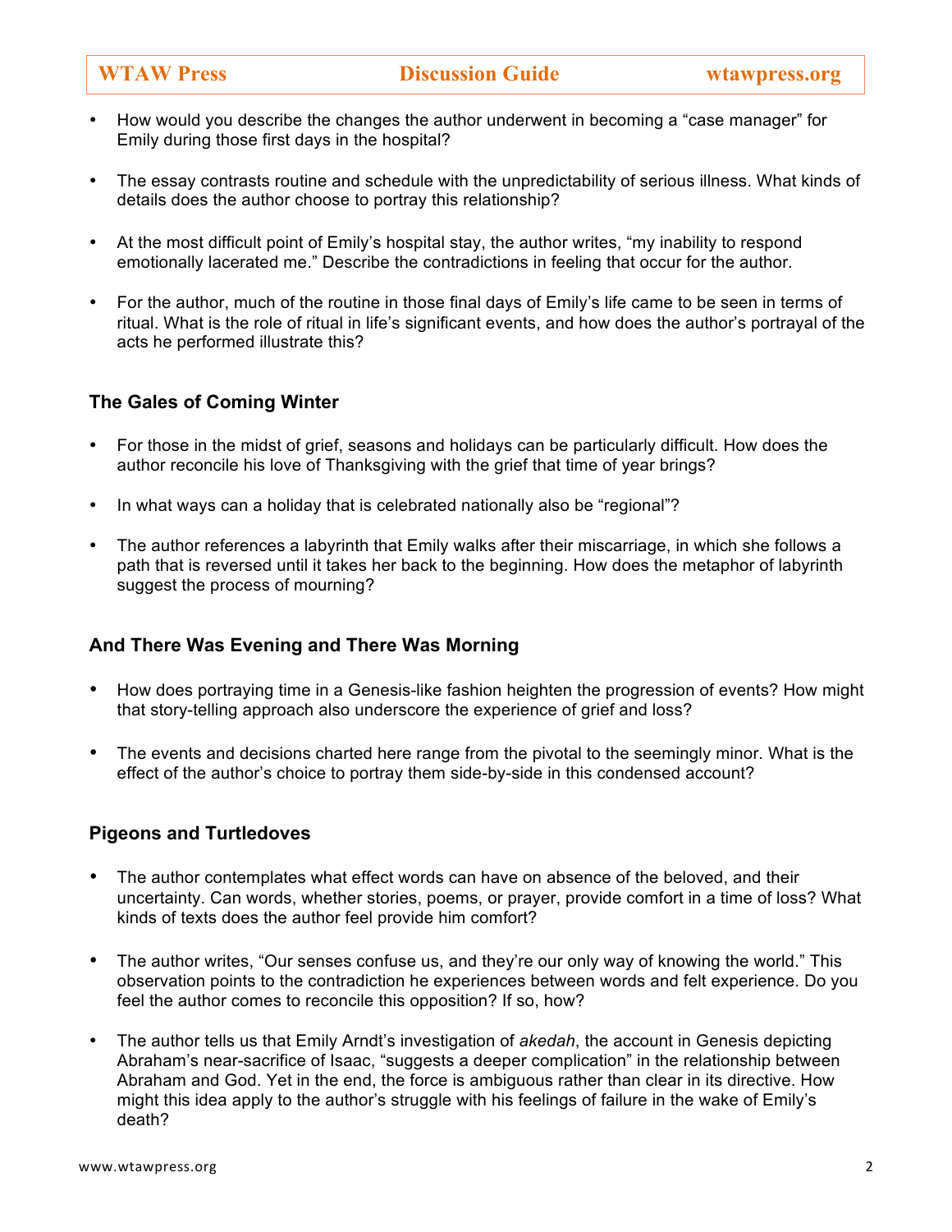- How would you describe the changes the author underwent in becoming a "case manager" for Emily during those first days in the hospital?

- The essay contrasts routine and schedule with the unpredictability of serious illness. What kinds of details does the author choose to portray this relationship?

- At the most difficult point of Emily's hospital stay, the author writes, "my inability to respond emotionally lacerated me." Describe the contradictions in feeling that occur for the author.

- For the author, much of the routine in those final days of Emily's life came to be seen in terms of ritual. What is the role of ritual in life's significant events, and how does the author's portrayal of the acts he performed illustrate this?

## The Gales of Coming Winter

- For those in the midst of grief, seasons and holidays can be particularly difficult. How does the author reconcile his love of Thanksgiving with the grief that time of year brings?

- In what ways can a holiday that is celebrated nationally also be "regional"?

- The author references a labyrinth that Emily walks after their miscarriage, in which she follows a path that is reversed until it takes her back to the beginning. How does the metaphor of labyrinth suggest the process of mourning?

## And There Was Evening and There Was Morning

- How does portraying time in a Genesis-like fashion heighten the progression of events? How might that story-telling approach also underscore the experience of grief and loss?

- The events and decisions charted here range from the pivotal to the seemingly minor. What is the effect of the author's choice to portray them side-by-side in this condensed account?

## Pigeons and Turtledoves

- The author contemplates what effect words can have on absence of the beloved, and their uncertainty. Can words, whether stories, poems, or prayer, provide comfort in a time of loss? What kinds of texts does the author feel provide him comfort?

- The author writes, "Our senses confuse us, and they're our only way of knowing the world." This observation points to the contradiction he experiences between words and felt experience. Do you feel the author comes to reconcile this opposition? If so, how?

- The author tells us that Emily Arndt's investigation of *akedah*, the account in Genesis depicting Abraham's near-sacrifice of Isaac, "suggests a deeper complication" in the relationship between Abraham and God. Yet in the end, the force is ambiguous rather than clear in its directive. How might this idea apply to the author's struggle with his feelings of failure in the wake of Emily's death?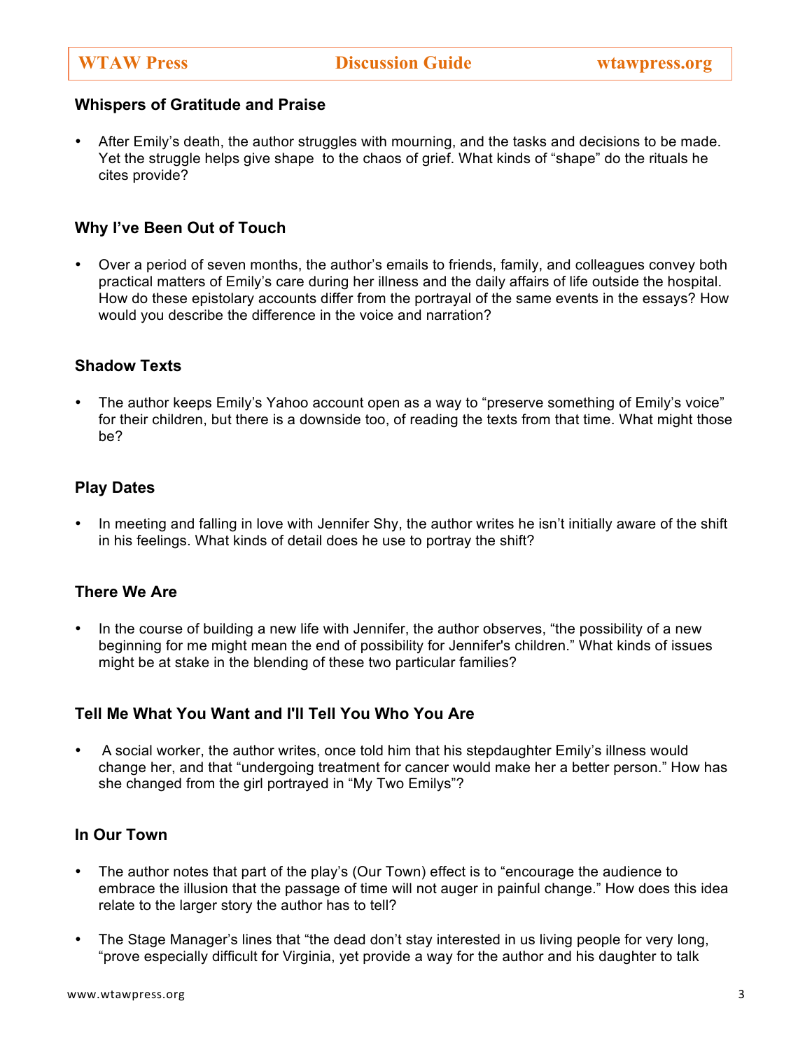### Whispers of Gratitude and Praise

- After Emily's death, the author struggles with mourning, and the tasks and decisions to be made. Yet the struggle helps give shape to the chaos of grief. What kinds of "shape" do the rituals he cites provide?

### Why I've Been Out of Touch

- Over a period of seven months, the author's emails to friends, family, and colleagues convey both practical matters of Emily's care during her illness and the daily affairs of life outside the hospital. How do these epistolary accounts differ from the portrayal of the same events in the essays? How would you describe the difference in the voice and narration?

### Shadow Texts

- The author keeps Emily's Yahoo account open as a way to "preserve something of Emily's voice" for their children, but there is a downside too, of reading the texts from that time. What might those be?

### Play Dates

- In meeting and falling in love with Jennifer Shy, the author writes he isn't initially aware of the shift in his feelings. What kinds of detail does he use to portray the shift?

### There We Are

- In the course of building a new life with Jennifer, the author observes, "the possibility of a new beginning for me might mean the end of possibility for Jennifer's children." What kinds of issues might be at stake in the blending of these two particular families?

### Tell Me What You Want and I'll Tell You Who You Are

- A social worker, the author writes, once told him that his stepdaughter Emily's illness would change her, and that "undergoing treatment for cancer would make her a better person." How has she changed from the girl portrayed in "My Two Emilys"?

### In Our Town

- The author notes that part of the play's (Our Town) effect is to "encourage the audience to embrace the illusion that the passage of time will not auger in painful change." How does this idea relate to the larger story the author has to tell?
- The Stage Manager's lines that "the dead don't stay interested in us living people for very long, "prove especially difficult for Virginia, yet provide a way for the author and his daughter to talk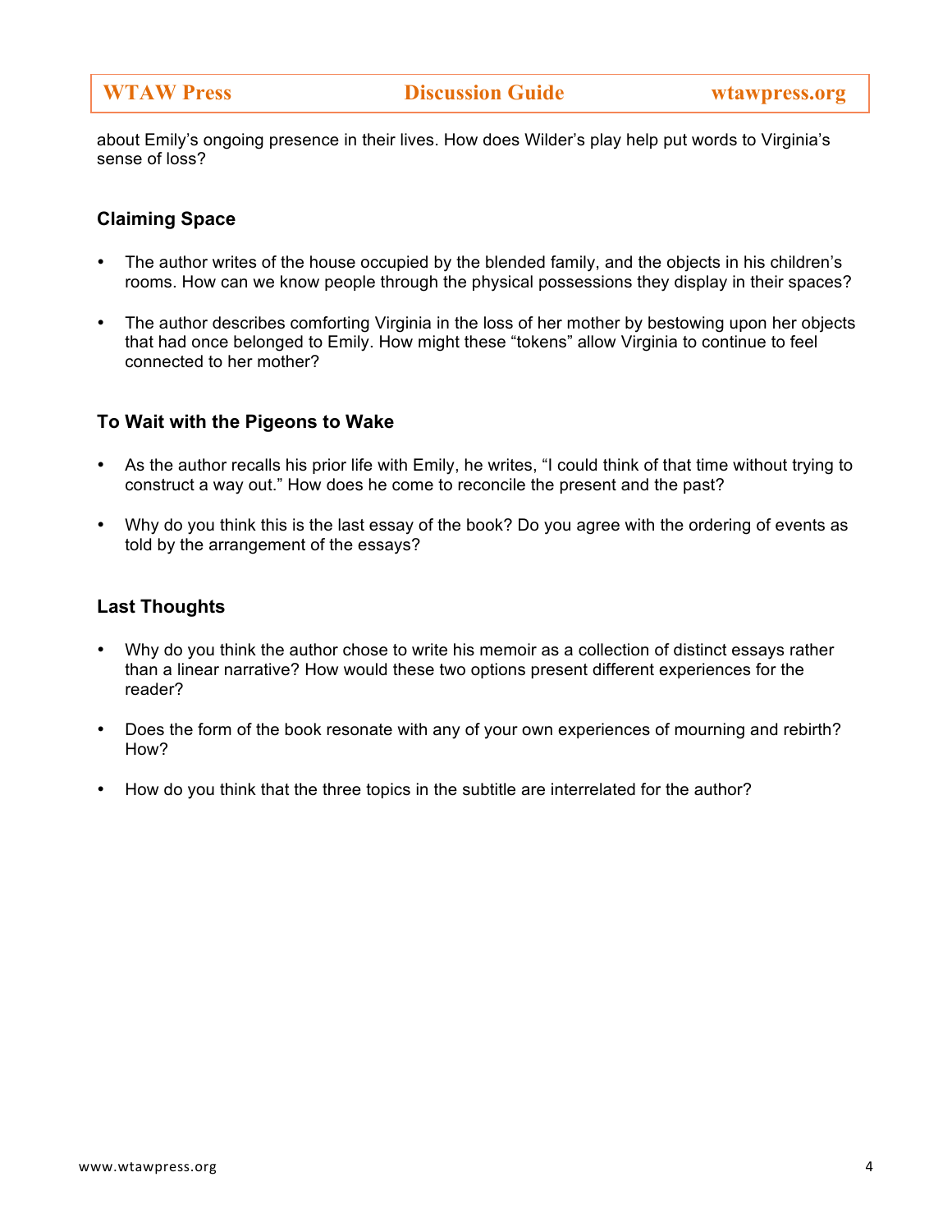about Emily's ongoing presence in their lives. How does Wilder's play help put words to Virginia's sense of loss?

### Claiming Space

- The author writes of the house occupied by the blended family, and the objects in his children's rooms. How can we know people through the physical possessions they display in their spaces?
- The author describes comforting Virginia in the loss of her mother by bestowing upon her objects that had once belonged to Emily. How might these "tokens" allow Virginia to continue to feel connected to her mother?

### To Wait with the Pigeons to Wake

- As the author recalls his prior life with Emily, he writes, "I could think of that time without trying to construct a way out." How does he come to reconcile the present and the past?
- Why do you think this is the last essay of the book? Do you agree with the ordering of events as told by the arrangement of the essays?

### Last Thoughts

- Why do you think the author chose to write his memoir as a collection of distinct essays rather than a linear narrative? How would these two options present different experiences for the reader?
- Does the form of the book resonate with any of your own experiences of mourning and rebirth? How?
- How do you think that the three topics in the subtitle are interrelated for the author?